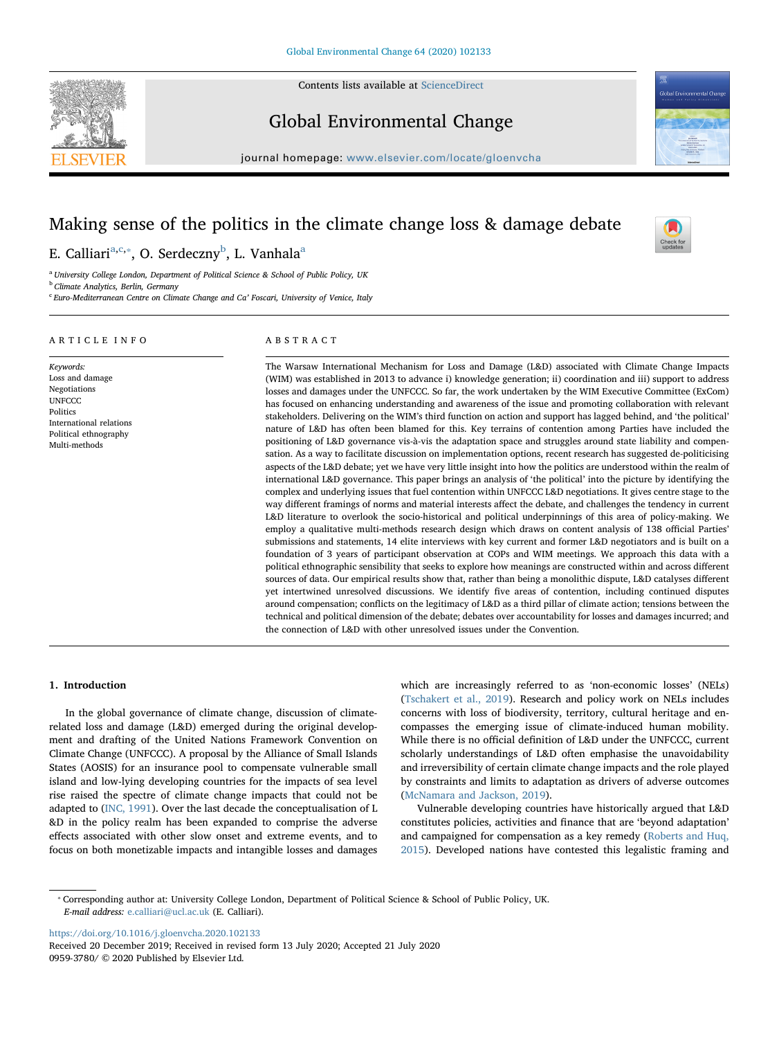# Making sense of the politics in the climate change loss & damage debate

E. Calliari[a,c,*], O. Serdeczny[b], L. Vanhala[a]

[a] University College London, Department of Political Science & School of Public Policy, UK
[b] Climate Analytics, Berlin, Germany
[c] Euro-Mediterranean Centre on Climate Change and Ca' Foscari, University of Venice, Italy

**ARTICLE INFO**

*Keywords:*
Loss and damage
Negotiations
UNFCCC
Politics
International relations
Political ethnography
Multi-methods

**ABSTRACT**

The Warsaw International Mechanism for Loss and Damage (L&D) associated with Climate Change Impacts (WIM) was established in 2013 to advance i) knowledge generation; ii) coordination and iii) support to address losses and damages under the UNFCCC. So far, the work undertaken by the WIM Executive Committee (ExCom) has focused on enhancing understanding and awareness of the issue and promoting collaboration with relevant stakeholders. Delivering on the WIM's third function on action and support has lagged behind, and 'the political' nature of L&D has often been blamed for this. Key terrains of contention among Parties have included the positioning of L&D governance vis-à-vis the adaptation space and struggles around state liability and compensation. As a way to facilitate discussion on implementation options, recent research has suggested de-politicising aspects of the L&D debate; yet we have very little insight into how the politics are understood within the realm of international L&D governance. This paper brings an analysis of 'the political' into the picture by identifying the complex and underlying issues that fuel contention within UNFCCC L&D negotiations. It gives centre stage to the way different framings of norms and material interests affect the debate, and challenges the tendency in current L&D literature to overlook the socio-historical and political underpinnings of this area of policy-making. We employ a qualitative multi-methods research design which draws on content analysis of 138 official Parties' submissions and statements, 14 elite interviews with key current and former L&D negotiators and is built on a foundation of 3 years of participant observation at COPs and WIM meetings. We approach this data with a political ethnographic sensibility that seeks to explore how meanings are constructed within and across different sources of data. Our empirical results show that, rather than being a monolithic dispute, L&D catalyses different yet intertwined unresolved discussions. We identify five areas of contention, including continued disputes around compensation; conflicts on the legitimacy of L&D as a third pillar of climate action; tensions between the technical and political dimension of the debate; debates over accountability for losses and damages incurred; and the connection of L&D with other unresolved issues under the Convention.

## 1. Introduction

In the global governance of climate change, discussion of climate-related loss and damage (L&D) emerged during the original development and drafting of the United Nations Framework Convention on Climate Change (UNFCCC). A proposal by the Alliance of Small Islands States (AOSIS) for an insurance pool to compensate vulnerable small island and low-lying developing countries for the impacts of sea level rise raised the spectre of climate change impacts that could not be adapted to (INC, 1991). Over the last decade the conceptualisation of L&D in the policy realm has been expanded to comprise the adverse effects associated with other slow onset and extreme events, and to focus on both monetizable impacts and intangible losses and damages which are increasingly referred to as 'non-economic losses' (NELs) (Tschakert et al., 2019). Research and policy work on NELs includes concerns with loss of biodiversity, territory, cultural heritage and encompasses the emerging issue of climate-induced human mobility. While there is no official definition of L&D under the UNFCCC, current scholarly understandings of L&D often emphasise the unavoidability and irreversibility of certain climate change impacts and the role played by constraints and limits to adaptation as drivers of adverse outcomes (McNamara and Jackson, 2019).

Vulnerable developing countries have historically argued that L&D constitutes policies, activities and finance that are 'beyond adaptation' and campaigned for compensation as a key remedy (Roberts and Huq, 2015). Developed nations have contested this legalistic framing and

---

* Corresponding author at: University College London, Department of Political Science & School of Public Policy, UK.
*E-mail address:* e.calliari@ucl.ac.uk (E. Calliari).

https://doi.org/10.1016/j.gloenvcha.2020.102133
Received 20 December 2019; Received in revised form 13 July 2020; Accepted 21 July 2020
0959-3780/ © 2020 Published by Elsevier Ltd.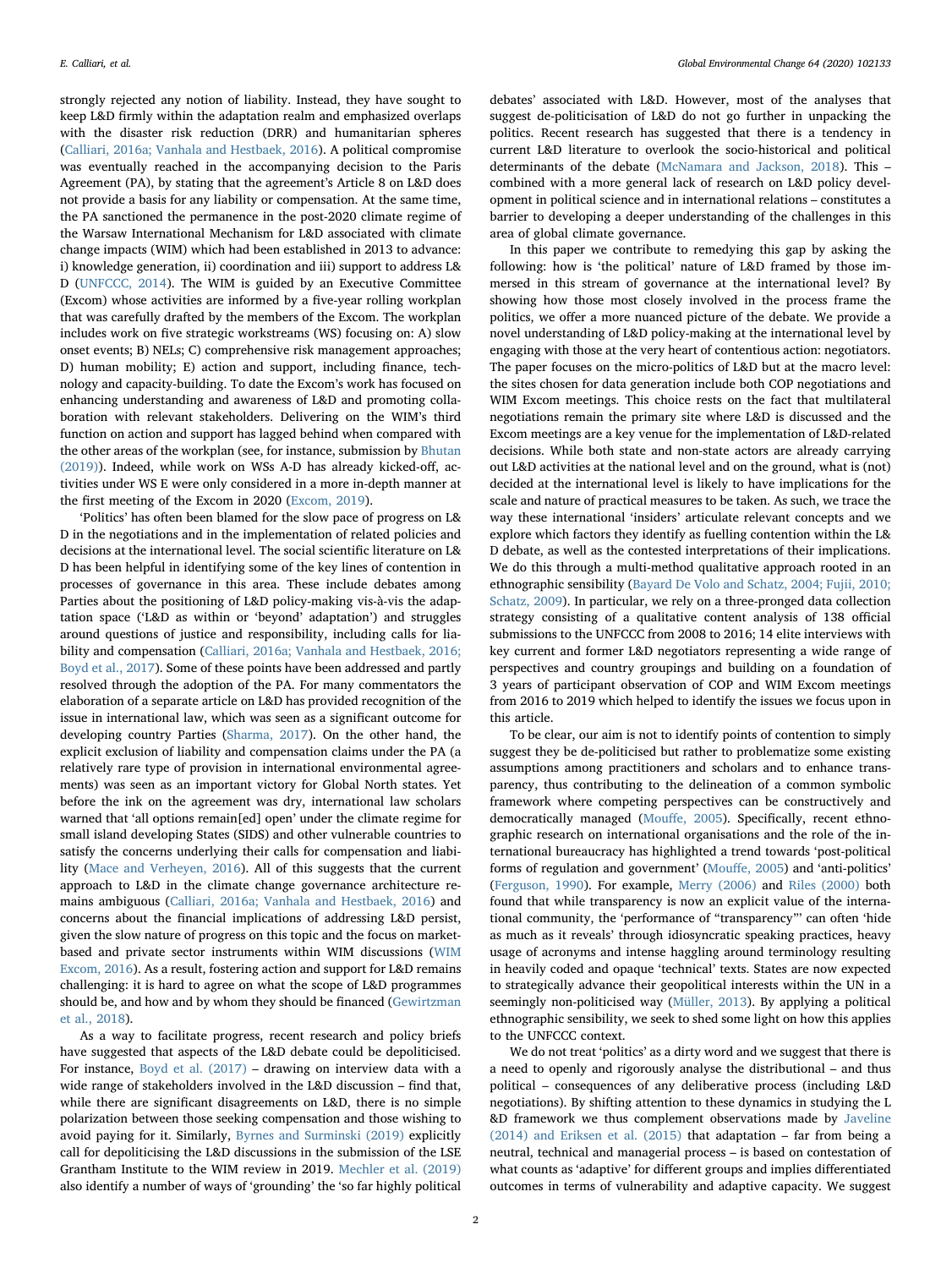strongly rejected any notion of liability. Instead, they have sought to keep L&D firmly within the adaptation realm and emphasized overlaps with the disaster risk reduction (DRR) and humanitarian spheres (Calliari, 2016a; Vanhala and Hestbaek, 2016). A political compromise was eventually reached in the accompanying decision to the Paris Agreement (PA), by stating that the agreement's Article 8 on L&D does not provide a basis for any liability or compensation. At the same time, the PA sanctioned the permanence in the post-2020 climate regime of the Warsaw International Mechanism for L&D associated with climate change impacts (WIM) which had been established in 2013 to advance: i) knowledge generation, ii) coordination and iii) support to address L&D (UNFCCC, 2014). The WIM is guided by an Executive Committee (Excom) whose activities are informed by a five-year rolling workplan that was carefully drafted by the members of the Excom. The workplan includes work on five strategic workstreams (WS) focusing on: A) slow onset events; B) NELs; C) comprehensive risk management approaches; D) human mobility; E) action and support, including finance, technology and capacity-building. To date the Excom's work has focused on enhancing understanding and awareness of L&D and promoting collaboration with relevant stakeholders. Delivering on the WIM's third function on action and support has lagged behind when compared with the other areas of the workplan (see, for instance, submission by Bhutan (2019)). Indeed, while work on WSs A-D has already kicked-off, activities under WS E were only considered in a more in-depth manner at the first meeting of the Excom in 2020 (Excom, 2019).

'Politics' has often been blamed for the slow pace of progress on L&D in the negotiations and in the implementation of related policies and decisions at the international level. The social scientific literature on L&D has been helpful in identifying some of the key lines of contention in processes of governance in this area. These include debates among Parties about the positioning of L&D policy-making vis-à-vis the adaptation space ('L&D as within or 'beyond' adaptation') and struggles around questions of justice and responsibility, including calls for liability and compensation (Calliari, 2016a; Vanhala and Hestbaek, 2016; Boyd et al., 2017). Some of these points have been addressed and partly resolved through the adoption of the PA. For many commentators the elaboration of a separate article on L&D has provided recognition of the issue in international law, which was seen as a significant outcome for developing country Parties (Sharma, 2017). On the other hand, the explicit exclusion of liability and compensation claims under the PA (a relatively rare type of provision in international environmental agreements) was seen as an important victory for Global North states. Yet before the ink on the agreement was dry, international law scholars warned that 'all options remain[ed] open' under the climate regime for small island developing States (SIDS) and other vulnerable countries to satisfy the concerns underlying their calls for compensation and liability (Mace and Verheyen, 2016). All of this suggests that the current approach to L&D in the climate change governance architecture remains ambiguous (Calliari, 2016a; Vanhala and Hestbaek, 2016) and concerns about the financial implications of addressing L&D persist, given the slow nature of progress on this topic and the focus on market-based and private sector instruments within WIM discussions (WIM Excom, 2016). As a result, fostering action and support for L&D remains challenging: it is hard to agree on what the scope of L&D programmes should be, and how and by whom they should be financed (Gewirtzman et al., 2018).

As a way to facilitate progress, recent research and policy briefs have suggested that aspects of the L&D debate could be depoliticised. For instance, Boyd et al. (2017) – drawing on interview data with a wide range of stakeholders involved in the L&D discussion – find that, while there are significant disagreements on L&D, there is no simple polarization between those seeking compensation and those wishing to avoid paying for it. Similarly, Byrnes and Surminski (2019) explicitly call for depoliticising the L&D discussions in the submission of the LSE Grantham Institute to the WIM review in 2019. Mechler et al. (2019) also identify a number of ways of 'grounding' the 'so far highly political debates' associated with L&D. However, most of the analyses that suggest de-politicisation of L&D do not go further in unpacking the politics. Recent research has suggested that there is a tendency in current L&D literature to overlook the socio-historical and political determinants of the debate (McNamara and Jackson, 2018). This – combined with a more general lack of research on L&D policy development in political science and in international relations – constitutes a barrier to developing a deeper understanding of the challenges in this area of global climate governance.

In this paper we contribute to remedying this gap by asking the following: how is 'the political' nature of L&D framed by those immersed in this stream of governance at the international level? By showing how those most closely involved in the process frame the politics, we offer a more nuanced picture of the debate. We provide a novel understanding of L&D policy-making at the international level by engaging with those at the very heart of contentious action: negotiators. The paper focuses on the micro-politics of L&D but at the macro level: the sites chosen for data generation include both COP negotiations and WIM Excom meetings. This choice rests on the fact that multilateral negotiations remain the primary site where L&D is discussed and the Excom meetings are a key venue for the implementation of L&D-related decisions. While both state and non-state actors are already carrying out L&D activities at the national level and on the ground, what is (not) decided at the international level is likely to have implications for the scale and nature of practical measures to be taken. As such, we trace the way these international 'insiders' articulate relevant concepts and we explore which factors they identify as fuelling contention within the L&D debate, as well as the contested interpretations of their implications. We do this through a multi-method qualitative approach rooted in an ethnographic sensibility (Bayard De Volo and Schatz, 2004; Fujii, 2010; Schatz, 2009). In particular, we rely on a three-pronged data collection strategy consisting of a qualitative content analysis of 138 official submissions to the UNFCCC from 2008 to 2016; 14 elite interviews with key current and former L&D negotiators representing a wide range of perspectives and country groupings and building on a foundation of 3 years of participant observation of COP and WIM Excom meetings from 2016 to 2019 which helped to identify the issues we focus upon in this article.

To be clear, our aim is not to identify points of contention to simply suggest they be de-politicised but rather to problematize some existing assumptions among practitioners and scholars and to enhance transparency, thus contributing to the delineation of a common symbolic framework where competing perspectives can be constructively and democratically managed (Mouffe, 2005). Specifically, recent ethnographic research on international organisations and the role of the international bureaucracy has highlighted a trend towards 'post-political forms of regulation and government' (Mouffe, 2005) and 'anti-politics' (Ferguson, 1990). For example, Merry (2006) and Riles (2000) both found that while transparency is now an explicit value of the international community, the 'performance of "transparency"' can often 'hide as much as it reveals' through idiosyncratic speaking practices, heavy usage of acronyms and intense haggling around terminology resulting in heavily coded and opaque 'technical' texts. States are now expected to strategically advance their geopolitical interests within the UN in a seemingly non-politicised way (Müller, 2013). By applying a political ethnographic sensibility, we seek to shed some light on how this applies to the UNFCCC context.

We do not treat 'politics' as a dirty word and we suggest that there is a need to openly and rigorously analyse the distributional – and thus political – consequences of any deliberative process (including L&D negotiations). By shifting attention to these dynamics in studying the L&D framework we thus complement observations made by Javeline (2014) and Eriksen et al. (2015) that adaptation – far from being a neutral, technical and managerial process – is based on contestation of what counts as 'adaptive' for different groups and implies differentiated outcomes in terms of vulnerability and adaptive capacity. We suggest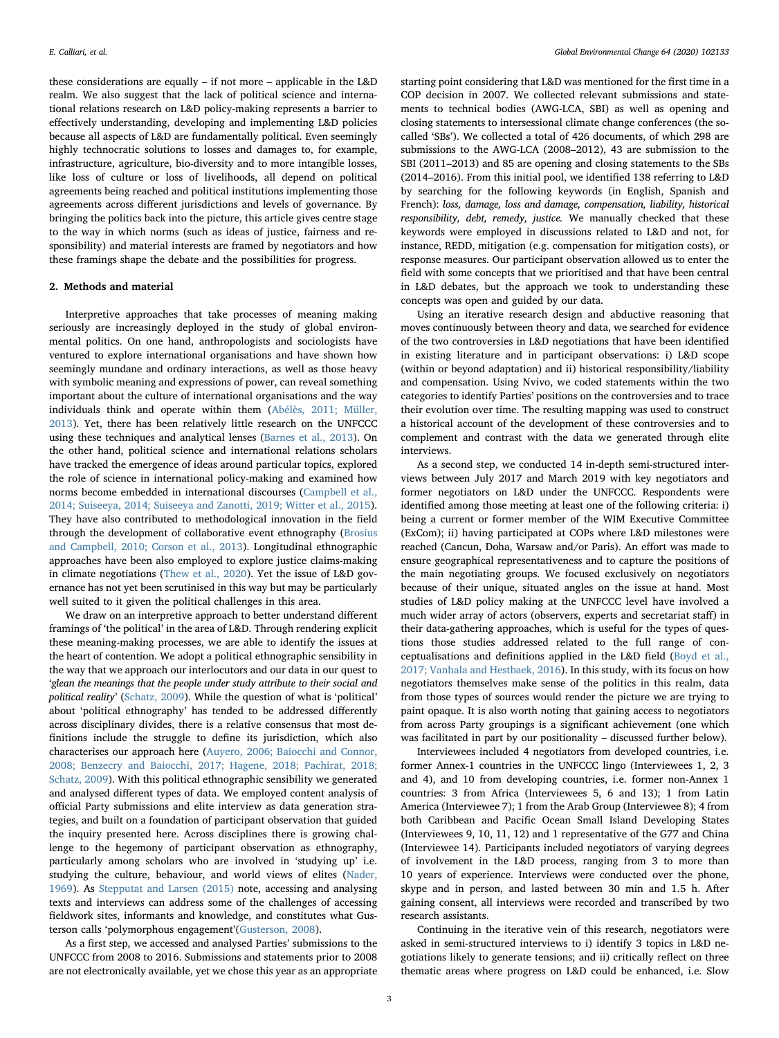these considerations are equally – if not more – applicable in the L&D realm. We also suggest that the lack of political science and international relations research on L&D policy-making represents a barrier to effectively understanding, developing and implementing L&D policies because all aspects of L&D are fundamentally political. Even seemingly highly technocratic solutions to losses and damages to, for example, infrastructure, agriculture, bio-diversity and to more intangible losses, like loss of culture or loss of livelihoods, all depend on political agreements being reached and political institutions implementing those agreements across different jurisdictions and levels of governance. By bringing the politics back into the picture, this article gives centre stage to the way in which norms (such as ideas of justice, fairness and responsibility) and material interests are framed by negotiators and how these framings shape the debate and the possibilities for progress.

## 2. Methods and material

Interpretive approaches that take processes of meaning making seriously are increasingly deployed in the study of global environmental politics. On one hand, anthropologists and sociologists have ventured to explore international organisations and have shown how seemingly mundane and ordinary interactions, as well as those heavy with symbolic meaning and expressions of power, can reveal something important about the culture of international organisations and the way individuals think and operate within them (Abélès, 2011; Müller, 2013). Yet, there has been relatively little research on the UNFCCC using these techniques and analytical lenses (Barnes et al., 2013). On the other hand, political science and international relations scholars have tracked the emergence of ideas around particular topics, explored the role of science in international policy-making and examined how norms become embedded in international discourses (Campbell et al., 2014; Suiseeya, 2014; Suiseeya and Zanotti, 2019; Witter et al., 2015). They have also contributed to methodological innovation in the field through the development of collaborative event ethnography (Brosius and Campbell, 2010; Corson et al., 2013). Longitudinal ethnographic approaches have been also employed to explore justice claims-making in climate negotiations (Thew et al., 2020). Yet the issue of L&D governance has not yet been scrutinised in this way but may be particularly well suited to it given the political challenges in this area.

We draw on an interpretive approach to better understand different framings of 'the political' in the area of L&D. Through rendering explicit these meaning-making processes, we are able to identify the issues at the heart of contention. We adopt a political ethnographic sensibility in the way that we approach our interlocutors and our data in our quest to '*glean the meanings that the people under study attribute to their social and political reality*' (Schatz, 2009). While the question of what is 'political' about 'political ethnography' has tended to be addressed differently across disciplinary divides, there is a relative consensus that most definitions include the struggle to define its jurisdiction, which also characterises our approach here (Auyero, 2006; Baiocchi and Connor, 2008; Benzecry and Baiocchi, 2017; Hagene, 2018; Pachirat, 2018; Schatz, 2009). With this political ethnographic sensibility we generated and analysed different types of data. We employed content analysis of official Party submissions and elite interview as data generation strategies, and built on a foundation of participant observation that guided the inquiry presented here. Across disciplines there is growing challenge to the hegemony of participant observation as ethnography, particularly among scholars who are involved in 'studying up' i.e. studying the culture, behaviour, and world views of elites (Nader, 1969). As Stepputat and Larsen (2015) note, accessing and analysing texts and interviews can address some of the challenges of accessing fieldwork sites, informants and knowledge, and constitutes what Gusterson calls 'polymorphous engagement'(Gusterson, 2008).

As a first step, we accessed and analysed Parties' submissions to the UNFCCC from 2008 to 2016. Submissions and statements prior to 2008 are not electronically available, yet we chose this year as an appropriate starting point considering that L&D was mentioned for the first time in a COP decision in 2007. We collected relevant submissions and statements to technical bodies (AWG-LCA, SBI) as well as opening and closing statements to intersessional climate change conferences (the so-called 'SBs'). We collected a total of 426 documents, of which 298 are submissions to the AWG-LCA (2008–2012), 43 are submission to the SBI (2011–2013) and 85 are opening and closing statements to the SBs (2014–2016). From this initial pool, we identified 138 referring to L&D by searching for the following keywords (in English, Spanish and French): *loss, damage, loss and damage, compensation, liability, historical responsibility, debt, remedy, justice.* We manually checked that these keywords were employed in discussions related to L&D and not, for instance, REDD, mitigation (e.g. compensation for mitigation costs), or response measures. Our participant observation allowed us to enter the field with some concepts that we prioritised and that have been central in L&D debates, but the approach we took to understanding these concepts was open and guided by our data.

Using an iterative research design and abductive reasoning that moves continuously between theory and data, we searched for evidence of the two controversies in L&D negotiations that have been identified in existing literature and in participant observations: i) L&D scope (within or beyond adaptation) and ii) historical responsibility/liability and compensation. Using Nvivo, we coded statements within the two categories to identify Parties' positions on the controversies and to trace their evolution over time. The resulting mapping was used to construct a historical account of the development of these controversies and to complement and contrast with the data we generated through elite interviews.

As a second step, we conducted 14 in-depth semi-structured interviews between July 2017 and March 2019 with key negotiators and former negotiators on L&D under the UNFCCC. Respondents were identified among those meeting at least one of the following criteria: i) being a current or former member of the WIM Executive Committee (ExCom); ii) having participated at COPs where L&D milestones were reached (Cancun, Doha, Warsaw and/or Paris). An effort was made to ensure geographical representativeness and to capture the positions of the main negotiating groups. We focused exclusively on negotiators because of their unique, situated angles on the issue at hand. Most studies of L&D policy making at the UNFCCC level have involved a much wider array of actors (observers, experts and secretariat staff) in their data-gathering approaches, which is useful for the types of questions those studies addressed related to the full range of conceptualisations and definitions applied in the L&D field (Boyd et al., 2017; Vanhala and Hestbaek, 2016). In this study, with its focus on how negotiators themselves make sense of the politics in this realm, data from those types of sources would render the picture we are trying to paint opaque. It is also worth noting that gaining access to negotiators from across Party groupings is a significant achievement (one which was facilitated in part by our positionality – discussed further below).

Interviewees included 4 negotiators from developed countries, i.e. former Annex-1 countries in the UNFCCC lingo (Interviewees 1, 2, 3 and 4), and 10 from developing countries, i.e. former non-Annex 1 countries: 3 from Africa (Interviewees 5, 6 and 13); 1 from Latin America (Interviewee 7); 1 from the Arab Group (Interviewee 8); 4 from both Caribbean and Pacific Ocean Small Island Developing States (Interviewees 9, 10, 11, 12) and 1 representative of the G77 and China (Interviewee 14). Participants included negotiators of varying degrees of involvement in the L&D process, ranging from 3 to more than 10 years of experience. Interviews were conducted over the phone, skype and in person, and lasted between 30 min and 1.5 h. After gaining consent, all interviews were recorded and transcribed by two research assistants.

Continuing in the iterative vein of this research, negotiators were asked in semi-structured interviews to i) identify 3 topics in L&D negotiations likely to generate tensions; and ii) critically reflect on three thematic areas where progress on L&D could be enhanced, i.e. Slow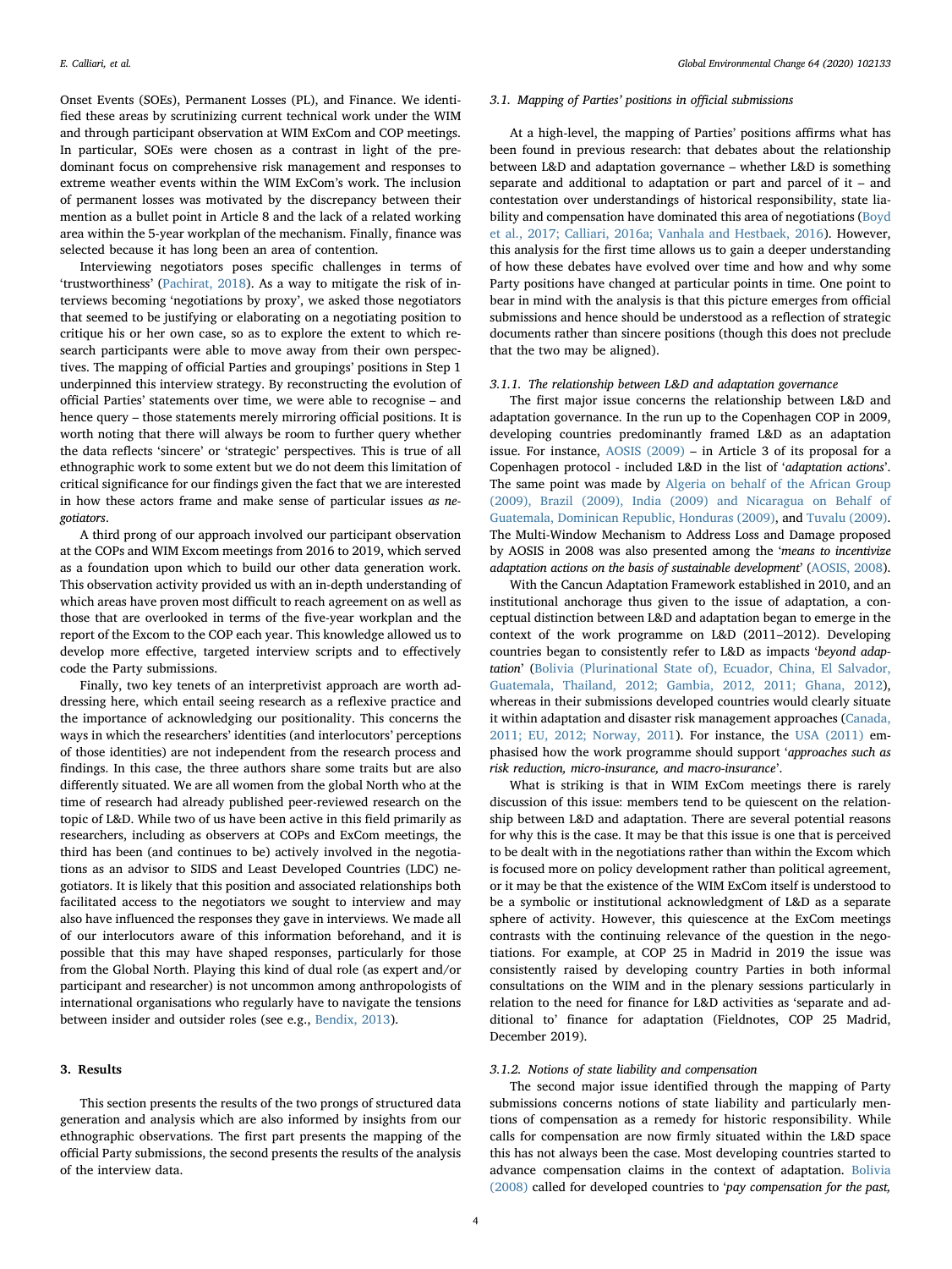Onset Events (SOEs), Permanent Losses (PL), and Finance. We identified these areas by scrutinizing current technical work under the WIM and through participant observation at WIM ExCom and COP meetings. In particular, SOEs were chosen as a contrast in light of the predominant focus on comprehensive risk management and responses to extreme weather events within the WIM ExCom's work. The inclusion of permanent losses was motivated by the discrepancy between their mention as a bullet point in Article 8 and the lack of a related working area within the 5-year workplan of the mechanism. Finally, finance was selected because it has long been an area of contention.

Interviewing negotiators poses specific challenges in terms of 'trustworthiness' (Pachirat, 2018). As a way to mitigate the risk of interviews becoming 'negotiations by proxy', we asked those negotiators that seemed to be justifying or elaborating on a negotiating position to critique his or her own case, so as to explore the extent to which research participants were able to move away from their own perspectives. The mapping of official Parties and groupings' positions in Step 1 underpinned this interview strategy. By reconstructing the evolution of official Parties' statements over time, we were able to recognise – and hence query – those statements merely mirroring official positions. It is worth noting that there will always be room to further query whether the data reflects 'sincere' or 'strategic' perspectives. This is true of all ethnographic work to some extent but we do not deem this limitation of critical significance for our findings given the fact that we are interested in how these actors frame and make sense of particular issues *as negotiators*.

A third prong of our approach involved our participant observation at the COPs and WIM Excom meetings from 2016 to 2019, which served as a foundation upon which to build our other data generation work. This observation activity provided us with an in-depth understanding of which areas have proven most difficult to reach agreement on as well as those that are overlooked in terms of the five-year workplan and the report of the Excom to the COP each year. This knowledge allowed us to develop more effective, targeted interview scripts and to effectively code the Party submissions.

Finally, two key tenets of an interpretivist approach are worth addressing here, which entail seeing research as a reflexive practice and the importance of acknowledging our positionality. This concerns the ways in which the researchers' identities (and interlocutors' perceptions of those identities) are not independent from the research process and findings. In this case, the three authors share some traits but are also differently situated. We are all women from the global North who at the time of research had already published peer-reviewed research on the topic of L&D. While two of us have been active in this field primarily as researchers, including as observers at COPs and ExCom meetings, the third has been (and continues to be) actively involved in the negotiations as an advisor to SIDS and Least Developed Countries (LDC) negotiators. It is likely that this position and associated relationships both facilitated access to the negotiators we sought to interview and may also have influenced the responses they gave in interviews. We made all of our interlocutors aware of this information beforehand, and it is possible that this may have shaped responses, particularly for those from the Global North. Playing this kind of dual role (as expert and/or participant and researcher) is not uncommon among anthropologists of international organisations who regularly have to navigate the tensions between insider and outsider roles (see e.g., Bendix, 2013).

## 3. Results

This section presents the results of the two prongs of structured data generation and analysis which are also informed by insights from our ethnographic observations. The first part presents the mapping of the official Party submissions, the second presents the results of the analysis of the interview data.

### 3.1. Mapping of Parties' positions in official submissions

At a high-level, the mapping of Parties' positions affirms what has been found in previous research: that debates about the relationship between L&D and adaptation governance – whether L&D is something separate and additional to adaptation or part and parcel of it – and contestation over understandings of historical responsibility, state liability and compensation have dominated this area of negotiations (Boyd et al., 2017; Calliari, 2016a; Vanhala and Hestbaek, 2016). However, this analysis for the first time allows us to gain a deeper understanding of how these debates have evolved over time and how and why some Party positions have changed at particular points in time. One point to bear in mind with the analysis is that this picture emerges from official submissions and hence should be understood as a reflection of strategic documents rather than sincere positions (though this does not preclude that the two may be aligned).

#### 3.1.1. The relationship between L&D and adaptation governance

The first major issue concerns the relationship between L&D and adaptation governance. In the run up to the Copenhagen COP in 2009, developing countries predominantly framed L&D as an adaptation issue. For instance, AOSIS (2009) – in Article 3 of its proposal for a Copenhagen protocol - included L&D in the list of '*adaptation actions*'. The same point was made by Algeria on behalf of the African Group (2009), Brazil (2009), India (2009) and Nicaragua on Behalf of Guatemala, Dominican Republic, Honduras (2009), and Tuvalu (2009). The Multi-Window Mechanism to Address Loss and Damage proposed by AOSIS in 2008 was also presented among the '*means to incentivize adaptation actions on the basis of sustainable development*' (AOSIS, 2008).

With the Cancun Adaptation Framework established in 2010, and an institutional anchorage thus given to the issue of adaptation, a conceptual distinction between L&D and adaptation began to emerge in the context of the work programme on L&D (2011–2012). Developing countries began to consistently refer to L&D as impacts '*beyond adaptation*' (Bolivia (Plurinational State of), Ecuador, China, El Salvador, Guatemala, Thailand, 2012; Gambia, 2012, 2011; Ghana, 2012), whereas in their submissions developed countries would clearly situate it within adaptation and disaster risk management approaches (Canada, 2011; EU, 2012; Norway, 2011). For instance, the USA (2011) emphasised how the work programme should support '*approaches such as risk reduction, micro-insurance, and macro-insurance*'.

What is striking is that in WIM ExCom meetings there is rarely discussion of this issue: members tend to be quiescent on the relationship between L&D and adaptation. There are several potential reasons for why this is the case. It may be that this issue is one that is perceived to be dealt with in the negotiations rather than within the Excom which is focused more on policy development rather than political agreement, or it may be that the existence of the WIM ExCom itself is understood to be a symbolic or institutional acknowledgment of L&D as a separate sphere of activity. However, this quiescence at the ExCom meetings contrasts with the continuing relevance of the question in the negotiations. For example, at COP 25 in Madrid in 2019 the issue was consistently raised by developing country Parties in both informal consultations on the WIM and in the plenary sessions particularly in relation to the need for finance for L&D activities as 'separate and additional to' finance for adaptation (Fieldnotes, COP 25 Madrid, December 2019).

#### 3.1.2. Notions of state liability and compensation

The second major issue identified through the mapping of Party submissions concerns notions of state liability and particularly mentions of compensation as a remedy for historic responsibility. While calls for compensation are now firmly situated within the L&D space this has not always been the case. Most developing countries started to advance compensation claims in the context of adaptation. Bolivia (2008) called for developed countries to '*pay compensation for the past,*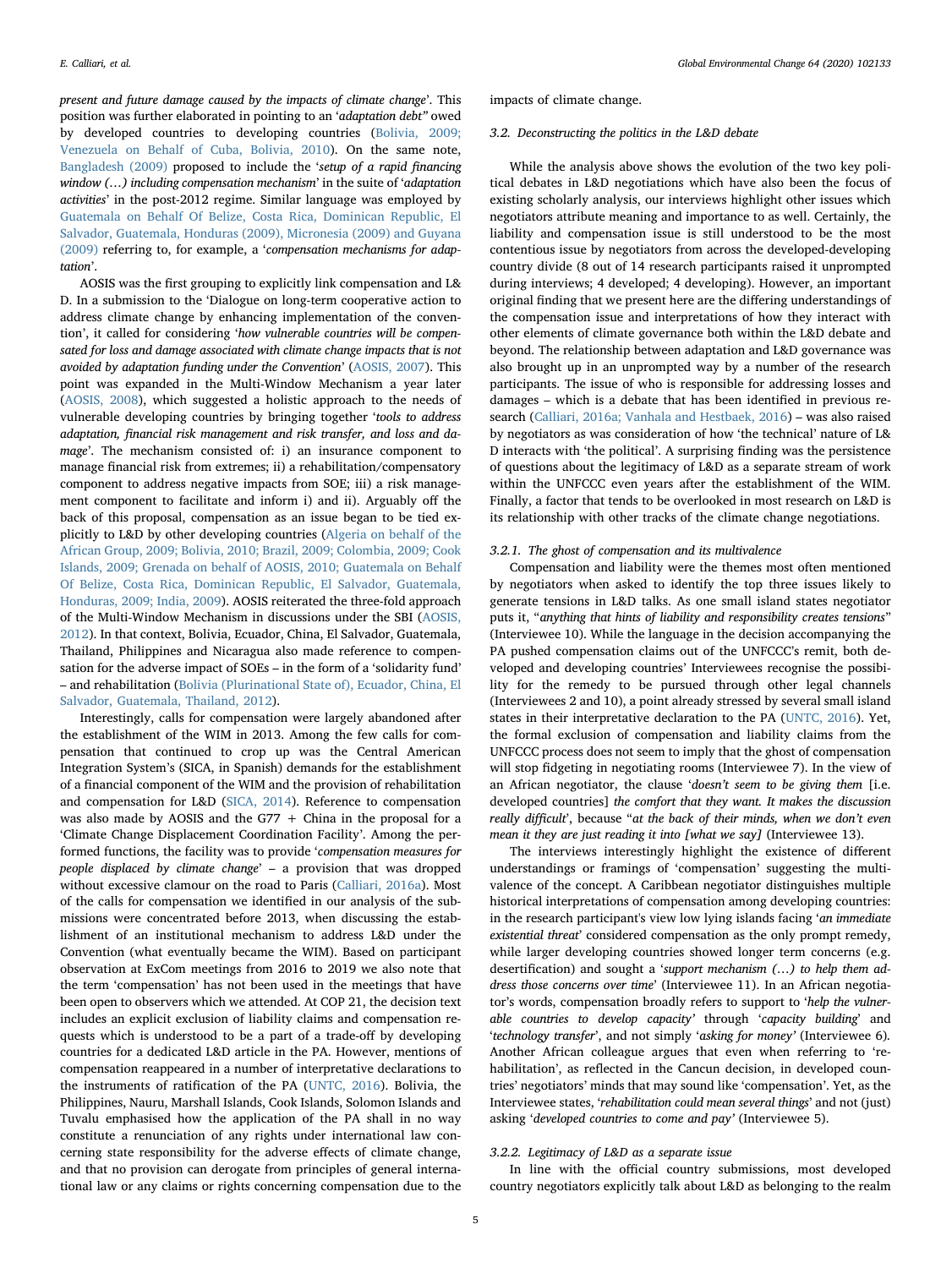*present and future damage caused by the impacts of climate change*'. This position was further elaborated in pointing to an '*adaptation debt"* owed by developed countries to developing countries (Bolivia, 2009; Venezuela on Behalf of Cuba, Bolivia, 2010). On the same note, Bangladesh (2009) proposed to include the '*setup of a rapid financing window (…) including compensation mechanism*' in the suite of '*adaptation activities*' in the post-2012 regime. Similar language was employed by Guatemala on Behalf Of Belize, Costa Rica, Dominican Republic, El Salvador, Guatemala, Honduras (2009), Micronesia (2009) and Guyana (2009) referring to, for example, a '*compensation mechanisms for adaptation*'.

AOSIS was the first grouping to explicitly link compensation and L&D. In a submission to the 'Dialogue on long-term cooperative action to address climate change by enhancing implementation of the convention', it called for considering '*how vulnerable countries will be compensated for loss and damage associated with climate change impacts that is not avoided by adaptation funding under the Convention*' (AOSIS, 2007). This point was expanded in the Multi-Window Mechanism a year later (AOSIS, 2008), which suggested a holistic approach to the needs of vulnerable developing countries by bringing together '*tools to address adaptation, financial risk management and risk transfer, and loss and damage*'. The mechanism consisted of: i) an insurance component to manage financial risk from extremes; ii) a rehabilitation/compensatory component to address negative impacts from SOE; iii) a risk management component to facilitate and inform i) and ii). Arguably off the back of this proposal, compensation as an issue began to be tied explicitly to L&D by other developing countries (Algeria on behalf of the African Group, 2009; Bolivia, 2010; Brazil, 2009; Colombia, 2009; Cook Islands, 2009; Grenada on behalf of AOSIS, 2010; Guatemala on Behalf Of Belize, Costa Rica, Dominican Republic, El Salvador, Guatemala, Honduras, 2009; India, 2009). AOSIS reiterated the three-fold approach of the Multi-Window Mechanism in discussions under the SBI (AOSIS, 2012). In that context, Bolivia, Ecuador, China, El Salvador, Guatemala, Thailand, Philippines and Nicaragua also made reference to compensation for the adverse impact of SOEs – in the form of a 'solidarity fund' – and rehabilitation (Bolivia (Plurinational State of), Ecuador, China, El Salvador, Guatemala, Thailand, 2012).

Interestingly, calls for compensation were largely abandoned after the establishment of the WIM in 2013. Among the few calls for compensation that continued to crop up was the Central American Integration System's (SICA, in Spanish) demands for the establishment of a financial component of the WIM and the provision of rehabilitation and compensation for L&D (SICA, 2014). Reference to compensation was also made by AOSIS and the G77 + China in the proposal for a 'Climate Change Displacement Coordination Facility'. Among the performed functions, the facility was to provide '*compensation measures for people displaced by climate change*' – a provision that was dropped without excessive clamour on the road to Paris (Calliari, 2016a). Most of the calls for compensation we identified in our analysis of the submissions were concentrated before 2013, when discussing the establishment of an institutional mechanism to address L&D under the Convention (what eventually became the WIM). Based on participant observation at ExCom meetings from 2016 to 2019 we also note that the term 'compensation' has not been used in the meetings that have been open to observers which we attended. At COP 21, the decision text includes an explicit exclusion of liability claims and compensation requests which is understood to be a part of a trade-off by developing countries for a dedicated L&D article in the PA. However, mentions of compensation reappeared in a number of interpretative declarations to the instruments of ratification of the PA (UNTC, 2016). Bolivia, the Philippines, Nauru, Marshall Islands, Cook Islands, Solomon Islands and Tuvalu emphasised how the application of the PA shall in no way constitute a renunciation of any rights under international law concerning state responsibility for the adverse effects of climate change, and that no provision can derogate from principles of general international law or any claims or rights concerning compensation due to the impacts of climate change.

### 3.2. Deconstructing the politics in the L&D debate

While the analysis above shows the evolution of the two key political debates in L&D negotiations which have also been the focus of existing scholarly analysis, our interviews highlight other issues which negotiators attribute meaning and importance to as well. Certainly, the liability and compensation issue is still understood to be the most contentious issue by negotiators from across the developed-developing country divide (8 out of 14 research participants raised it unprompted during interviews; 4 developed; 4 developing). However, an important original finding that we present here are the differing understandings of the compensation issue and interpretations of how they interact with other elements of climate governance both within the L&D debate and beyond. The relationship between adaptation and L&D governance was also brought up in an unprompted way by a number of the research participants. The issue of who is responsible for addressing losses and damages – which is a debate that has been identified in previous research (Calliari, 2016a; Vanhala and Hestbaek, 2016) – was also raised by negotiators as was consideration of how 'the technical' nature of L&D interacts with 'the political'. A surprising finding was the persistence of questions about the legitimacy of L&D as a separate stream of work within the UNFCCC even years after the establishment of the WIM. Finally, a factor that tends to be overlooked in most research on L&D is its relationship with other tracks of the climate change negotiations.

#### 3.2.1. The ghost of compensation and its multivalence

Compensation and liability were the themes most often mentioned by negotiators when asked to identify the top three issues likely to generate tensions in L&D talks. As one small island states negotiator puts it, "*anything that hints of liability and responsibility creates tensions*" (Interviewee 10). While the language in the decision accompanying the PA pushed compensation claims out of the UNFCCC's remit, both developed and developing countries' Interviewees recognise the possibility for the remedy to be pursued through other legal channels (Interviewees 2 and 10), a point already stressed by several small island states in their interpretative declaration to the PA (UNTC, 2016). Yet, the formal exclusion of compensation and liability claims from the UNFCCC process does not seem to imply that the ghost of compensation will stop fidgeting in negotiating rooms (Interviewee 7). In the view of an African negotiator, the clause '*doesn't seem to be giving them* [i.e. developed countries] *the comfort that they want. It makes the discussion really difficult*', because "*at the back of their minds, when we don't even mean it they are just reading it into [what we say]* (Interviewee 13).

The interviews interestingly highlight the existence of different understandings or framings of 'compensation' suggesting the multivalence of the concept. A Caribbean negotiator distinguishes multiple historical interpretations of compensation among developing countries: in the research participant's view low lying islands facing '*an immediate existential threat*' considered compensation as the only prompt remedy, while larger developing countries showed longer term concerns (e.g. desertification) and sought a '*support mechanism (…) to help them address those concerns over time*' (Interviewee 11). In an African negotiator's words, compensation broadly refers to support to '*help the vulnerable countries to develop capacity'* through '*capacity building*' and '*technology transfer*', and not simply '*asking for money'* (Interviewee 6). Another African colleague argues that even when referring to 'rehabilitation', as reflected in the Cancun decision, in developed countries' negotiators' minds that may sound like 'compensation'. Yet, as the Interviewee states, '*rehabilitation could mean several things*' and not (just) asking '*developed countries to come and pay'* (Interviewee 5).

#### 3.2.2. Legitimacy of L&D as a separate issue

In line with the official country submissions, most developed country negotiators explicitly talk about L&D as belonging to the realm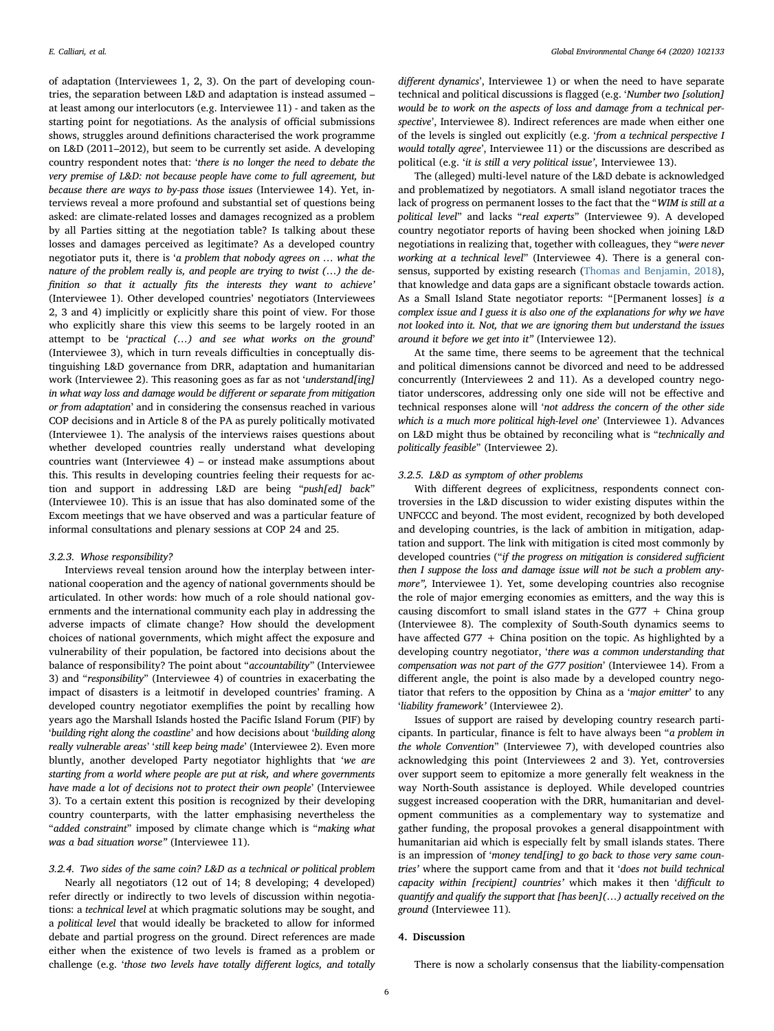of adaptation (Interviewees 1, 2, 3). On the part of developing countries, the separation between L&D and adaptation is instead assumed – at least among our interlocutors (e.g. Interviewee 11) - and taken as the starting point for negotiations. As the analysis of official submissions shows, struggles around definitions characterised the work programme on L&D (2011–2012), but seem to be currently set aside. A developing country respondent notes that: '*there is no longer the need to debate the very premise of L&D: not because people have come to full agreement, but because there are ways to by-pass those issues* (Interviewee 14). Yet, interviews reveal a more profound and substantial set of questions being asked: are climate-related losses and damages recognized as a problem by all Parties sitting at the negotiation table? Is talking about these losses and damages perceived as legitimate? As a developed country negotiator puts it, there is '*a problem that nobody agrees on … what the nature of the problem really is, and people are trying to twist (…) the definition so that it actually fits the interests they want to achieve'* (Interviewee 1). Other developed countries' negotiators (Interviewees 2, 3 and 4) implicitly or explicitly share this point of view. For those who explicitly share this view this seems to be largely rooted in an attempt to be '*practical (…) and see what works on the ground*' (Interviewee 3), which in turn reveals difficulties in conceptually distinguishing L&D governance from DRR, adaptation and humanitarian work (Interviewee 2). This reasoning goes as far as not '*understand[ing] in what way loss and damage would be different or separate from mitigation or from adaptation*' and in considering the consensus reached in various COP decisions and in Article 8 of the PA as purely politically motivated (Interviewee 1). The analysis of the interviews raises questions about whether developed countries really understand what developing countries want (Interviewee 4) – or instead make assumptions about this. This results in developing countries feeling their requests for action and support in addressing L&D are being "*push[ed] back*" (Interviewee 10). This is an issue that has also dominated some of the Excom meetings that we have observed and was a particular feature of informal consultations and plenary sessions at COP 24 and 25.

#### 3.2.3. Whose responsibility?

Interviews reveal tension around how the interplay between international cooperation and the agency of national governments should be articulated. In other words: how much of a role should national governments and the international community each play in addressing the adverse impacts of climate change? How should the development choices of national governments, which might affect the exposure and vulnerability of their population, be factored into decisions about the balance of responsibility? The point about "*accountability*" (Interviewee 3) and "*responsibility*" (Interviewee 4) of countries in exacerbating the impact of disasters is a leitmotif in developed countries' framing. A developed country negotiator exemplifies the point by recalling how years ago the Marshall Islands hosted the Pacific Island Forum (PIF) by '*building right along the coastline*' and how decisions about '*building along really vulnerable areas*' '*still keep being made*' (Interviewee 2). Even more bluntly, another developed Party negotiator highlights that '*we are starting from a world where people are put at risk, and where governments have made a lot of decisions not to protect their own people*' (Interviewee 3). To a certain extent this position is recognized by their developing country counterparts, with the latter emphasising nevertheless the "*added constraint*" imposed by climate change which is "*making what was a bad situation worse"* (Interviewee 11).

#### 3.2.4. Two sides of the same coin? L&D as a technical or political problem

Nearly all negotiators (12 out of 14; 8 developing; 4 developed) refer directly or indirectly to two levels of discussion within negotiations: a *technical level* at which pragmatic solutions may be sought, and a *political level* that would ideally be bracketed to allow for informed debate and partial progress on the ground. Direct references are made either when the existence of two levels is framed as a problem or challenge (e.g. '*those two levels have totally different logics, and totally different dynamics*', Interviewee 1) or when the need to have separate technical and political discussions is flagged (e.g. '*Number two [solution] would be to work on the aspects of loss and damage from a technical perspective*', Interviewee 8). Indirect references are made when either one of the levels is singled out explicitly (e.g. '*from a technical perspective I would totally agree*', Interviewee 11) or the discussions are described as political (e.g. '*it is still a very political issue'*, Interviewee 13).

The (alleged) multi-level nature of the L&D debate is acknowledged and problematized by negotiators. A small island negotiator traces the lack of progress on permanent losses to the fact that the "*WIM is still at a political level*" and lacks "*real experts*" (Interviewee 9). A developed country negotiator reports of having been shocked when joining L&D negotiations in realizing that, together with colleagues, they "*were never working at a technical level*" (Interviewee 4). There is a general consensus, supported by existing research (Thomas and Benjamin, 2018), that knowledge and data gaps are a significant obstacle towards action. As a Small Island State negotiator reports: "[Permanent losses] *is a complex issue and I guess it is also one of the explanations for why we have not looked into it. Not, that we are ignoring them but understand the issues around it before we get into it"* (Interviewee 12).

At the same time, there seems to be agreement that the technical and political dimensions cannot be divorced and need to be addressed concurrently (Interviewees 2 and 11). As a developed country negotiator underscores, addressing only one side will not be effective and technical responses alone will '*not address the concern of the other side which is a much more political high-level one*' (Interviewee 1). Advances on L&D might thus be obtained by reconciling what is "*technically and politically feasible*" (Interviewee 2).

#### 3.2.5. L&D as symptom of other problems

With different degrees of explicitness, respondents connect controversies in the L&D discussion to wider existing disputes within the UNFCCC and beyond. The most evident, recognized by both developed and developing countries, is the lack of ambition in mitigation, adaptation and support. The link with mitigation is cited most commonly by developed countries ("*if the progress on mitigation is considered sufficient then I suppose the loss and damage issue will not be such a problem anymore",* Interviewee 1). Yet, some developing countries also recognise the role of major emerging economies as emitters, and the way this is causing discomfort to small island states in the G77 + China group (Interviewee 8). The complexity of South-South dynamics seems to have affected G77 + China position on the topic. As highlighted by a developing country negotiator, '*there was a common understanding that compensation was not part of the G77 position*' (Interviewee 14). From a different angle, the point is also made by a developed country negotiator that refers to the opposition by China as a '*major emitter*' to any '*liability framework'* (Interviewee 2).

Issues of support are raised by developing country research participants. In particular, finance is felt to have always been "*a problem in the whole Convention*" (Interviewee 7), with developed countries also acknowledging this point (Interviewees 2 and 3). Yet, controversies over support seem to epitomize a more generally felt weakness in the way North-South assistance is deployed. While developed countries suggest increased cooperation with the DRR, humanitarian and development communities as a complementary way to systematize and gather funding, the proposal provokes a general disappointment with humanitarian aid which is especially felt by small islands states. There is an impression of '*money tend[ing] to go back to those very same countries'* where the support came from and that it '*does not build technical capacity within [recipient] countries'* which makes it then '*difficult to quantify and qualify the support that [has been](…) actually received on the ground* (Interviewee 11).

## 4. Discussion

There is now a scholarly consensus that the liability-compensation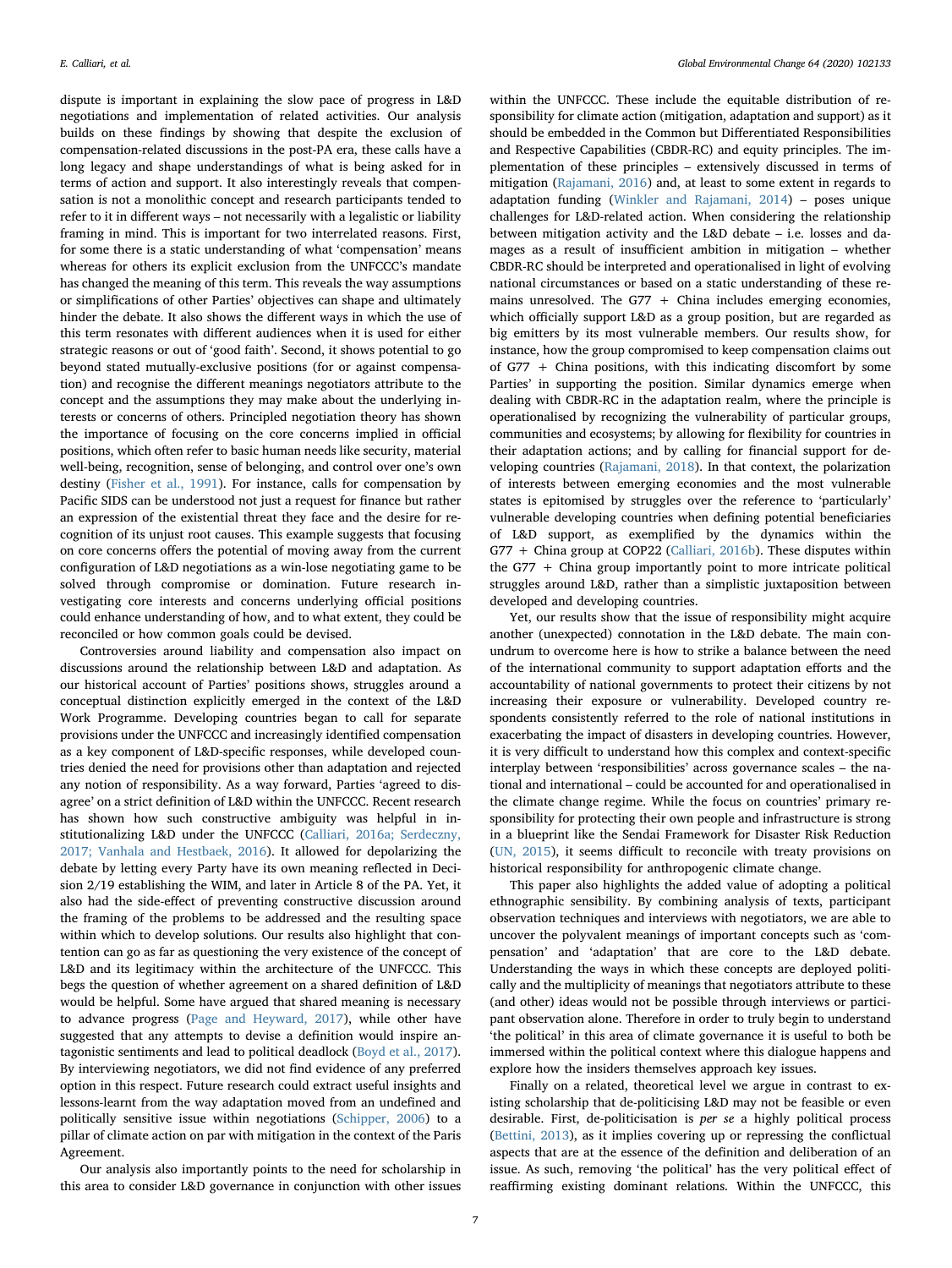dispute is important in explaining the slow pace of progress in L&D negotiations and implementation of related activities. Our analysis builds on these findings by showing that despite the exclusion of compensation-related discussions in the post-PA era, these calls have a long legacy and shape understandings of what is being asked for in terms of action and support. It also interestingly reveals that compensation is not a monolithic concept and research participants tended to refer to it in different ways – not necessarily with a legalistic or liability framing in mind. This is important for two interrelated reasons. First, for some there is a static understanding of what 'compensation' means whereas for others its explicit exclusion from the UNFCCC's mandate has changed the meaning of this term. This reveals the way assumptions or simplifications of other Parties' objectives can shape and ultimately hinder the debate. It also shows the different ways in which the use of this term resonates with different audiences when it is used for either strategic reasons or out of 'good faith'. Second, it shows potential to go beyond stated mutually-exclusive positions (for or against compensation) and recognise the different meanings negotiators attribute to the concept and the assumptions they may make about the underlying interests or concerns of others. Principled negotiation theory has shown the importance of focusing on the core concerns implied in official positions, which often refer to basic human needs like security, material well-being, recognition, sense of belonging, and control over one's own destiny (Fisher et al., 1991). For instance, calls for compensation by Pacific SIDS can be understood not just a request for finance but rather an expression of the existential threat they face and the desire for recognition of its unjust root causes. This example suggests that focusing on core concerns offers the potential of moving away from the current configuration of L&D negotiations as a win-lose negotiating game to be solved through compromise or domination. Future research investigating core interests and concerns underlying official positions could enhance understanding of how, and to what extent, they could be reconciled or how common goals could be devised.

Controversies around liability and compensation also impact on discussions around the relationship between L&D and adaptation. As our historical account of Parties' positions shows, struggles around a conceptual distinction explicitly emerged in the context of the L&D Work Programme. Developing countries began to call for separate provisions under the UNFCCC and increasingly identified compensation as a key component of L&D-specific responses, while developed countries denied the need for provisions other than adaptation and rejected any notion of responsibility. As a way forward, Parties 'agreed to disagree' on a strict definition of L&D within the UNFCCC. Recent research has shown how such constructive ambiguity was helpful in institutionalizing L&D under the UNFCCC (Calliari, 2016a; Serdeczny, 2017; Vanhala and Hestbaek, 2016). It allowed for depolarizing the debate by letting every Party have its own meaning reflected in Decision 2/19 establishing the WIM, and later in Article 8 of the PA. Yet, it also had the side-effect of preventing constructive discussion around the framing of the problems to be addressed and the resulting space within which to develop solutions. Our results also highlight that contention can go as far as questioning the very existence of the concept of L&D and its legitimacy within the architecture of the UNFCCC. This begs the question of whether agreement on a shared definition of L&D would be helpful. Some have argued that shared meaning is necessary to advance progress (Page and Heyward, 2017), while other have suggested that any attempts to devise a definition would inspire antagonistic sentiments and lead to political deadlock (Boyd et al., 2017). By interviewing negotiators, we did not find evidence of any preferred option in this respect. Future research could extract useful insights and lessons-learnt from the way adaptation moved from an undefined and politically sensitive issue within negotiations (Schipper, 2006) to a pillar of climate action on par with mitigation in the context of the Paris Agreement.

Our analysis also importantly points to the need for scholarship in this area to consider L&D governance in conjunction with other issues within the UNFCCC. These include the equitable distribution of responsibility for climate action (mitigation, adaptation and support) as it should be embedded in the Common but Differentiated Responsibilities and Respective Capabilities (CBDR-RC) and equity principles. The implementation of these principles – extensively discussed in terms of mitigation (Rajamani, 2016) and, at least to some extent in regards to adaptation funding (Winkler and Rajamani, 2014) – poses unique challenges for L&D-related action. When considering the relationship between mitigation activity and the L&D debate – i.e. losses and damages as a result of insufficient ambition in mitigation – whether CBDR-RC should be interpreted and operationalised in light of evolving national circumstances or based on a static understanding of these remains unresolved. The G77 + China includes emerging economies, which officially support L&D as a group position, but are regarded as big emitters by its most vulnerable members. Our results show, for instance, how the group compromised to keep compensation claims out of G77 + China positions, with this indicating discomfort by some Parties' in supporting the position. Similar dynamics emerge when dealing with CBDR-RC in the adaptation realm, where the principle is operationalised by recognizing the vulnerability of particular groups, communities and ecosystems; by allowing for flexibility for countries in their adaptation actions; and by calling for financial support for developing countries (Rajamani, 2018). In that context, the polarization of interests between emerging economies and the most vulnerable states is epitomised by struggles over the reference to 'particularly' vulnerable developing countries when defining potential beneficiaries of L&D support, as exemplified by the dynamics within the G77 + China group at COP22 (Calliari, 2016b). These disputes within the G77 + China group importantly point to more intricate political struggles around L&D, rather than a simplistic juxtaposition between developed and developing countries.

Yet, our results show that the issue of responsibility might acquire another (unexpected) connotation in the L&D debate. The main conundrum to overcome here is how to strike a balance between the need of the international community to support adaptation efforts and the accountability of national governments to protect their citizens by not increasing their exposure or vulnerability. Developed country respondents consistently referred to the role of national institutions in exacerbating the impact of disasters in developing countries. However, it is very difficult to understand how this complex and context-specific interplay between 'responsibilities' across governance scales – the national and international – could be accounted for and operationalised in the climate change regime. While the focus on countries' primary responsibility for protecting their own people and infrastructure is strong in a blueprint like the Sendai Framework for Disaster Risk Reduction (UN, 2015), it seems difficult to reconcile with treaty provisions on historical responsibility for anthropogenic climate change.

This paper also highlights the added value of adopting a political ethnographic sensibility. By combining analysis of texts, participant observation techniques and interviews with negotiators, we are able to uncover the polyvalent meanings of important concepts such as 'compensation' and 'adaptation' that are core to the L&D debate. Understanding the ways in which these concepts are deployed politically and the multiplicity of meanings that negotiators attribute to these (and other) ideas would not be possible through interviews or participant observation alone. Therefore in order to truly begin to understand 'the political' in this area of climate governance it is useful to both be immersed within the political context where this dialogue happens and explore how the insiders themselves approach key issues.

Finally on a related, theoretical level we argue in contrast to existing scholarship that de-politicising L&D may not be feasible or even desirable. First, de-politicisation is *per se* a highly political process (Bettini, 2013), as it implies covering up or repressing the conflictual aspects that are at the essence of the definition and deliberation of an issue. As such, removing 'the political' has the very political effect of reaffirming existing dominant relations. Within the UNFCCC, this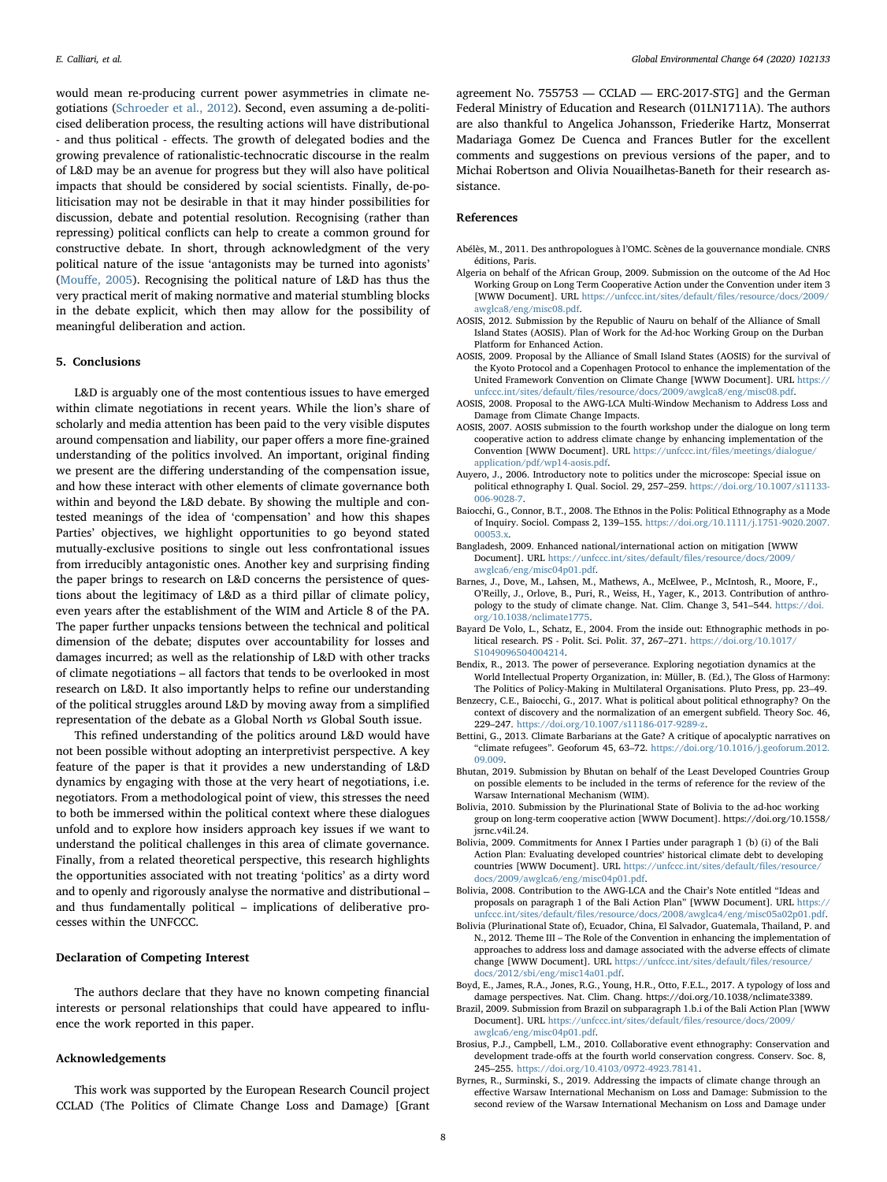would mean re-producing current power asymmetries in climate negotiations (Schroeder et al., 2012). Second, even assuming a de-politicised deliberation process, the resulting actions will have distributional - and thus political - effects. The growth of delegated bodies and the growing prevalence of rationalistic-technocratic discourse in the realm of L&D may be an avenue for progress but they will also have political impacts that should be considered by social scientists. Finally, de-politicisation may not be desirable in that it may hinder possibilities for discussion, debate and potential resolution. Recognising (rather than repressing) political conflicts can help to create a common ground for constructive debate. In short, through acknowledgment of the very political nature of the issue 'antagonists may be turned into agonists' (Mouffe, 2005). Recognising the political nature of L&D has thus the very practical merit of making normative and material stumbling blocks in the debate explicit, which then may allow for the possibility of meaningful deliberation and action.

## 5. Conclusions

L&D is arguably one of the most contentious issues to have emerged within climate negotiations in recent years. While the lion's share of scholarly and media attention has been paid to the very visible disputes around compensation and liability, our paper offers a more fine-grained understanding of the politics involved. An important, original finding we present are the differing understanding of the compensation issue, and how these interact with other elements of climate governance both within and beyond the L&D debate. By showing the multiple and contested meanings of the idea of 'compensation' and how this shapes Parties' objectives, we highlight opportunities to go beyond stated mutually-exclusive positions to single out less confrontational issues from irreducibly antagonistic ones. Another key and surprising finding the paper brings to research on L&D concerns the persistence of questions about the legitimacy of L&D as a third pillar of climate policy, even years after the establishment of the WIM and Article 8 of the PA. The paper further unpacks tensions between the technical and political dimension of the debate; disputes over accountability for losses and damages incurred; as well as the relationship of L&D with other tracks of climate negotiations – all factors that tends to be overlooked in most research on L&D. It also importantly helps to refine our understanding of the political struggles around L&D by moving away from a simplified representation of the debate as a Global North *vs* Global South issue.

This refined understanding of the politics around L&D would have not been possible without adopting an interpretivist perspective. A key feature of the paper is that it provides a new understanding of L&D dynamics by engaging with those at the very heart of negotiations, i.e. negotiators. From a methodological point of view, this stresses the need to both be immersed within the political context where these dialogues unfold and to explore how insiders approach key issues if we want to understand the political challenges in this area of climate governance. Finally, from a related theoretical perspective, this research highlights the opportunities associated with not treating 'politics' as a dirty word and to openly and rigorously analyse the normative and distributional – and thus fundamentally political – implications of deliberative processes within the UNFCCC.

## Declaration of Competing Interest

The authors declare that they have no known competing financial interests or personal relationships that could have appeared to influence the work reported in this paper.

## Acknowledgements

This work was supported by the European Research Council project CCLAD (The Politics of Climate Change Loss and Damage) [Grant agreement No. 755753 — CCLAD — ERC-2017-STG] and the German Federal Ministry of Education and Research (01LN1711A). The authors are also thankful to Angelica Johansson, Friederike Hartz, Monserrat Madariaga Gomez De Cuenca and Frances Butler for the excellent comments and suggestions on previous versions of the paper, and to Michai Robertson and Olivia Nouailhetas-Baneth for their research assistance.

## References

Abélès, M., 2011. Des anthropologues à l'OMC. Scènes de la gouvernance mondiale. CNRS éditions, Paris.

Algeria on behalf of the African Group, 2009. Submission on the outcome of the Ad Hoc Working Group on Long Term Cooperative Action under the Convention under item 3 [WWW Document]. URL https://unfccc.int/sites/default/files/resource/docs/2009/awglca8/eng/misc08.pdf.

AOSIS, 2012. Submission by the Republic of Nauru on behalf of the Alliance of Small Island States (AOSIS). Plan of Work for the Ad-hoc Working Group on the Durban Platform for Enhanced Action.

AOSIS, 2009. Proposal by the Alliance of Small Island States (AOSIS) for the survival of the Kyoto Protocol and a Copenhagen Protocol to enhance the implementation of the United Framework Convention on Climate Change [WWW Document]. URL https://unfccc.int/sites/default/files/resource/docs/2009/awglca8/eng/misc08.pdf.

AOSIS, 2008. Proposal to the AWG-LCA Multi-Window Mechanism to Address Loss and Damage from Climate Change Impacts.

AOSIS, 2007. AOSIS submission to the fourth workshop under the dialogue on long term cooperative action to address climate change by enhancing implementation of the Convention [WWW Document]. URL https://unfccc.int/files/meetings/dialogue/application/pdf/wp14-aosis.pdf.

Auyero, J., 2006. Introductory note to politics under the microscope: Special issue on political ethnography I. Qual. Sociol. 29, 257–259. https://doi.org/10.1007/s11133-006-9028-7.

Baiocchi, G., Connor, B.T., 2008. The Ethnos in the Polis: Political Ethnography as a Mode of Inquiry. Sociol. Compass 2, 139–155. https://doi.org/10.1111/j.1751-9020.2007.00053.x.

Bangladesh, 2009. Enhanced national/international action on mitigation [WWW Document]. URL https://unfccc.int/sites/default/files/resource/docs/2009/awglca6/eng/misc04p01.pdf.

Barnes, J., Dove, M., Lahsen, M., Mathews, A., McElwee, P., McIntosh, R., Moore, F., O'Reilly, J., Orlove, B., Puri, R., Weiss, H., Yager, K., 2013. Contribution of anthropology to the study of climate change. Nat. Clim. Change 3, 541–544. https://doi.org/10.1038/nclimate1775.

Bayard De Volo, L., Schatz, E., 2004. From the inside out: Ethnographic methods in political research. PS - Polit. Sci. Polit. 37, 267–271. https://doi.org/10.1017/S1049096504004214.

Bendix, R., 2013. The power of perseverance. Exploring negotiation dynamics at the World Intellectual Property Organization, in: Müller, B. (Ed.), The Gloss of Harmony: The Politics of Policy-Making in Multilateral Organisations. Pluto Press, pp. 23–49.

Benzecry, C.E., Baiocchi, G., 2017. What is political about political ethnography? On the context of discovery and the normalization of an emergent subfield. Theory Soc. 46, 229–247. https://doi.org/10.1007/s11186-017-9289-z.

Bettini, G., 2013. Climate Barbarians at the Gate? A critique of apocalyptic narratives on "climate refugees". Geoforum 45, 63–72. https://doi.org/10.1016/j.geoforum.2012.09.009.

Bhutan, 2019. Submission by Bhutan on behalf of the Least Developed Countries Group on possible elements to be included in the terms of reference for the review of the Warsaw International Mechanism (WIM).

Bolivia, 2010. Submission by the Plurinational State of Bolivia to the ad-hoc working group on long-term cooperative action [WWW Document]. https://doi.org/10.1558/jsrnc.v4il.24.

Bolivia, 2009. Commitments for Annex I Parties under paragraph 1 (b) (i) of the Bali Action Plan: Evaluating developed countries' historical climate debt to developing countries [WWW Document]. URL https://unfccc.int/sites/default/files/resource/docs/2009/awglca6/eng/misc04p01.pdf.

Bolivia, 2008. Contribution to the AWG-LCA and the Chair's Note entitled "Ideas and proposals on paragraph 1 of the Bali Action Plan" [WWW Document]. URL https://unfccc.int/sites/default/files/resource/docs/2008/awglca4/eng/misc05a02p01.pdf.

Bolivia (Plurinational State of), Ecuador, China, El Salvador, Guatemala, Thailand, P. and N., 2012. Theme III – The Role of the Convention in enhancing the implementation of approaches to address loss and damage associated with the adverse effects of climate change [WWW Document]. URL https://unfccc.int/sites/default/files/resource/docs/2012/sbi/eng/misc14a01.pdf.

Boyd, E., James, R.A., Jones, R.G., Young, H.R., Otto, F.E.L., 2017. A typology of loss and damage perspectives. Nat. Clim. Chang. https://doi.org/10.1038/nclimate3389.

Brazil, 2009. Submission from Brazil on subparagraph 1.b.i of the Bali Action Plan [WWW Document]. URL https://unfccc.int/sites/default/files/resource/docs/2009/awglca6/eng/misc04p01.pdf.

Brosius, P.J., Campbell, L.M., 2010. Collaborative event ethnography: Conservation and development trade-offs at the fourth world conservation congress. Conserv. Soc. 8, 245–255. https://doi.org/10.4103/0972-4923.78141.

Byrnes, R., Surminski, S., 2019. Addressing the impacts of climate change through an effective Warsaw International Mechanism on Loss and Damage: Submission to the second review of the Warsaw International Mechanism on Loss and Damage under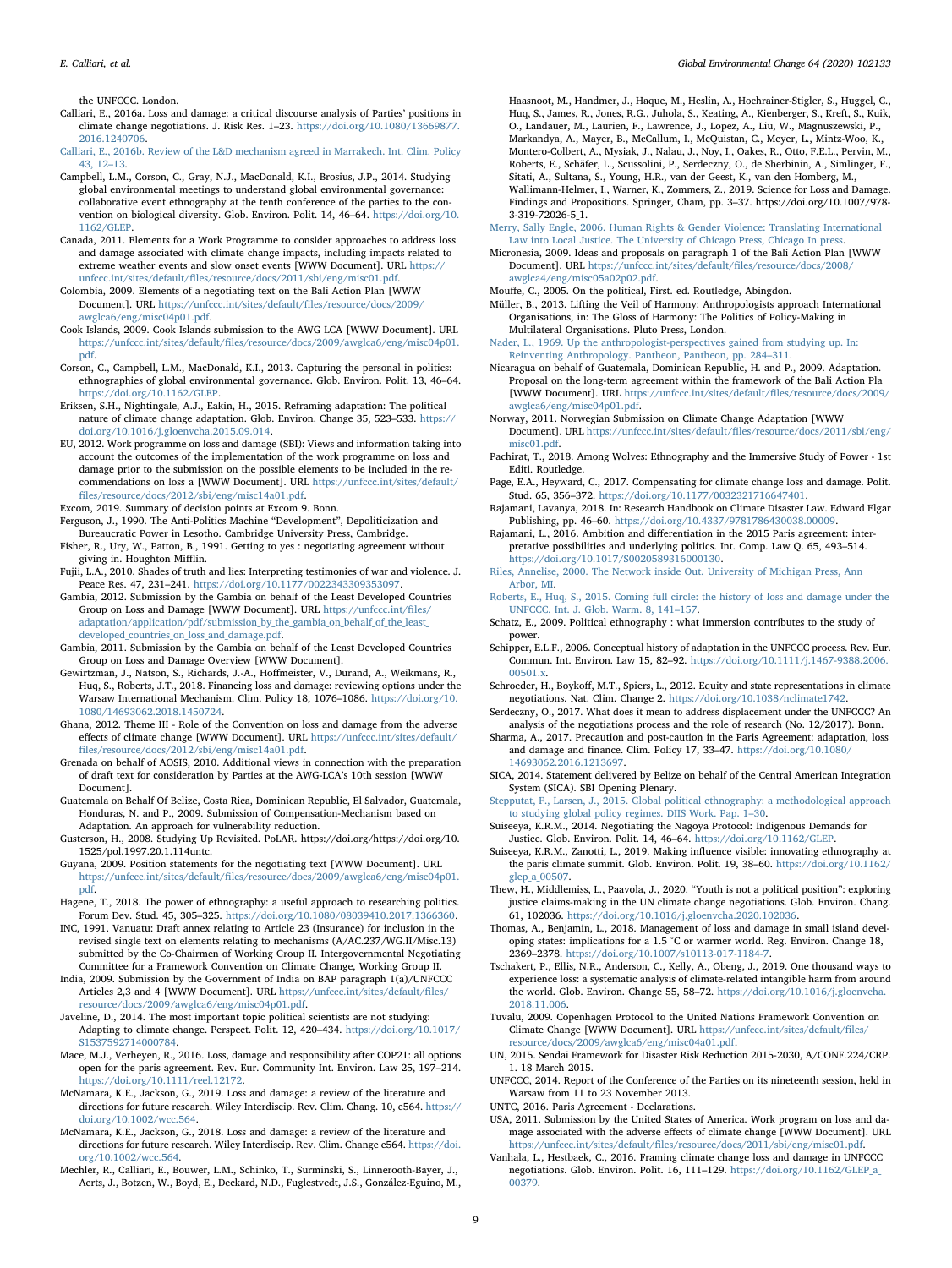the UNFCCC. London.

Calliari, E., 2016a. Loss and damage: a critical discourse analysis of Parties' positions in climate change negotiations. J. Risk Res. 1–23. https://doi.org/10.1080/13669877.2016.1240706.

Calliari, E., 2016b. Review of the L&D mechanism agreed in Marrakech. Int. Clim. Policy 43, 12–13.

Campbell, L.M., Corson, C., Gray, N.J., MacDonald, K.I., Brosius, J.P., 2014. Studying global environmental meetings to understand global environmental governance: collaborative event ethnography at the tenth conference of the parties to the convention on biological diversity. Glob. Environ. Polit. 14, 46–64. https://doi.org/10.1162/GLEP.

Canada, 2011. Elements for a Work Programme to consider approaches to address loss and damage associated with climate change impacts, including impacts related to extreme weather events and slow onset events [WWW Document]. URL https://unfccc.int/sites/default/files/resource/docs/2011/sbi/eng/misc01.pdf.

Colombia, 2009. Elements of a negotiating text on the Bali Action Plan [WWW Document]. URL https://unfccc.int/sites/default/files/resource/docs/2009/awglca6/eng/misc04p01.pdf.

Cook Islands, 2009. Cook Islands submission to the AWG LCA [WWW Document]. URL https://unfccc.int/sites/default/files/resource/docs/2009/awglca6/eng/misc04p01.pdf.

Corson, C., Campbell, L.M., MacDonald, K.I., 2013. Capturing the personal in politics: ethnographies of global environmental governance. Glob. Environ. Polit. 13, 46–64. https://doi.org/10.1162/GLEP.

Eriksen, S.H., Nightingale, A.J., Eakin, H., 2015. Reframing adaptation: The political nature of climate change adaptation. Glob. Environ. Change 35, 523–533. https://doi.org/10.1016/j.gloenvcha.2015.09.014.

EU, 2012. Work programme on loss and damage (SBI): Views and information taking into account the outcomes of the implementation of the work programme on loss and damage prior to the submission on the possible elements to be included in the recommendations on loss a [WWW Document]. URL https://unfccc.int/sites/default/files/resource/docs/2012/sbi/eng/misc14a01.pdf.

Excom, 2019. Summary of decision points at Excom 9. Bonn.

Ferguson, J., 1990. The Anti-Politics Machine "Development", Depoliticization and Bureaucratic Power in Lesotho. Cambridge University Press, Cambridge.

Fisher, R., Ury, W., Patton, B., 1991. Getting to yes : negotiating agreement without giving in. Houghton Mifflin.

Fujii, L.A., 2010. Shades of truth and lies: Interpreting testimonies of war and violence. J. Peace Res. 47, 231–241. https://doi.org/10.1177/0022343309353097.

Gambia, 2012. Submission by the Gambia on behalf of the Least Developed Countries Group on Loss and Damage [WWW Document]. URL https://unfccc.int/files/adaptation/application/pdf/submission_by_the_gambia_on_behalf_of_the_least_developed_countries_on_loss_and_damage.pdf.

Gambia, 2011. Submission by the Gambia on behalf of the Least Developed Countries Group on Loss and Damage Overview [WWW Document].

Gewirtzman, J., Natson, S., Richards, J.-A., Hoffmeister, V., Durand, A., Weikmans, R., Huq, S., Roberts, J.T., 2018. Financing loss and damage: reviewing options under the Warsaw International Mechanism. Clim. Policy 18, 1076–1086. https://doi.org/10.1080/14693062.2018.1450724.

Ghana, 2012. Theme III - Role of the Convention on loss and damage from the adverse effects of climate change [WWW Document]. URL https://unfccc.int/sites/default/files/resource/docs/2012/sbi/eng/misc14a01.pdf.

Grenada on behalf of AOSIS, 2010. Additional views in connection with the preparation of draft text for consideration by Parties at the AWG-LCA's 10th session [WWW Document].

Guatemala on Behalf Of Belize, Costa Rica, Dominican Republic, El Salvador, Guatemala, Honduras, N. and P., 2009. Submission of Compensation-Mechanism based on Adaptation. An approach for vulnerability reduction.

Gusterson, H., 2008. Studying Up Revisited. PoLAR. https://doi.org/https://doi.org/10.1525/pol.1997.20.1.114untc.

Guyana, 2009. Position statements for the negotiating text [WWW Document]. URL https://unfccc.int/sites/default/files/resource/docs/2009/awglca6/eng/misc04p01.pdf.

Hagene, T., 2018. The power of ethnography: a useful approach to researching politics. Forum Dev. Stud. 45, 305–325. https://doi.org/10.1080/08039410.2017.1366360.

INC, 1991. Vanuatu: Draft annex relating to Article 23 (Insurance) for inclusion in the revised single text on elements relating to mechanisms (A/AC.237/WG.II/Misc.13) submitted by the Co-Chairmen of Working Group II. Intergovernmental Negotiating Committee for a Framework Convention on Climate Change, Working Group II.

India, 2009. Submission by the Government of India on BAP paragraph 1(a)/UNFCCC Articles 2,3 and 4 [WWW Document]. URL https://unfccc.int/sites/default/files/resource/docs/2009/awglca6/eng/misc04p01.pdf.

Javeline, D., 2014. The most important topic political scientists are not studying: Adapting to climate change. Perspect. Polit. 12, 420–434. https://doi.org/10.1017/S1537592714000784.

Mace, M.J., Verheyen, R., 2016. Loss, damage and responsibility after COP21: all options open for the paris agreement. Rev. Eur. Community Int. Environ. Law 25, 197–214. https://doi.org/10.1111/reel.12172.

McNamara, K.E., Jackson, G., 2019. Loss and damage: a review of the literature and directions for future research. Wiley Interdiscip. Rev. Clim. Chang. 10, e564. https://doi.org/10.1002/wcc.564.

McNamara, K.E., Jackson, G., 2018. Loss and damage: a review of the literature and directions for future research. Wiley Interdiscip. Rev. Clim. Change e564. https://doi.org/10.1002/wcc.564.

Mechler, R., Calliari, E., Bouwer, L.M., Schinko, T., Surminski, S., Linnerooth-Bayer, J., Aerts, J., Botzen, W., Boyd, E., Deckard, N.D., Fuglestvedt, J.S., González-Eguino, M., Haasnoot, M., Handmer, J., Haque, M., Heslin, A., Hochrainer-Stigler, S., Huggel, C., Huq, S., James, R., Jones, R.G., Juhola, S., Keating, A., Kienberger, S., Kreft, S., Kuik, O., Landauer, M., Laurien, F., Lawrence, J., Lopez, A., Liu, W., Magnuszewski, P., Markandya, A., Mayer, B., McCallum, I., McQuistan, C., Meyer, L., Mintz-Woo, K., Montero-Colbert, A., Mysiak, J., Nalau, J., Noy, I., Oakes, R., Otto, F.E.L., Pervin, M., Roberts, E., Schäfer, L., Scussolini, P., Serdeczny, O., de Sherbinin, A., Simlinger, F., Sitati, A., Sultana, S., Young, H.R., van der Geest, K., van den Homberg, M., Wallimann-Helmer, I., Warner, K., Zommers, Z., 2019. Science for Loss and Damage. Findings and Propositions. Springer, Cham, pp. 3–37. https://doi.org/10.1007/978-3-319-72026-5_1.

Merry, Sally Engle, 2006. Human Rights & Gender Violence: Translating International Law into Local Justice. The University of Chicago Press, Chicago In press.

Micronesia, 2009. Ideas and proposals on paragraph 1 of the Bali Action Plan [WWW Document]. URL https://unfccc.int/sites/default/files/resource/docs/2008/awglca4/eng/misc05a02p02.pdf.

Mouffe, C., 2005. On the political, First. ed. Routledge, Abingdon.

Müller, B., 2013. Lifting the Veil of Harmony: Anthropologists approach International Organisations, in: The Gloss of Harmony: The Politics of Policy-Making in Multilateral Organisations. Pluto Press, London.

Nader, L., 1969. Up the anthropologist-perspectives gained from studying up. In: Reinventing Anthropology. Pantheon, Pantheon, pp. 284–311.

Nicaragua on behalf of Guatemala, Dominican Republic, H. and P., 2009. Adaptation. Proposal on the long-term agreement within the framework of the Bali Action Pla [WWW Document]. URL https://unfccc.int/sites/default/files/resource/docs/2009/awglca6/eng/misc04p01.pdf.

Norway, 2011. Norwegian Submission on Climate Change Adaptation [WWW Document]. URL https://unfccc.int/sites/default/files/resource/docs/2011/sbi/eng/misc01.pdf.

Pachirat, T., 2018. Among Wolves: Ethnography and the Immersive Study of Power - 1st Editi. Routledge.

Page, E.A., Heyward, C., 2017. Compensating for climate change loss and damage. Polit. Stud. 65, 356–372. https://doi.org/10.1177/0032321716647401.

Rajamani, Lavanya, 2018. In: Research Handbook on Climate Disaster Law. Edward Elgar Publishing, pp. 46–60. https://doi.org/10.4337/9781786430038.00009.

Rajamani, L., 2016. Ambition and differentiation in the 2015 Paris agreement: interpretative possibilities and underlying politics. Int. Comp. Law Q. 65, 493–514. https://doi.org/10.1017/S0020589316000130.

Riles, Annelise, 2000. The Network inside Out. University of Michigan Press, Ann Arbor, MI.

Roberts, E., Huq, S., 2015. Coming full circle: the history of loss and damage under the UNFCCC. Int. J. Glob. Warm. 8, 141–157.

Schatz, E., 2009. Political ethnography : what immersion contributes to the study of power.

Schipper, E.L.F., 2006. Conceptual history of adaptation in the UNFCCC process. Rev. Eur. Commun. Int. Environ. Law 15, 82–92. https://doi.org/10.1111/j.1467-9388.2006.00501.x.

Schroeder, H., Boykoff, M.T., Spiers, L., 2012. Equity and state representations in climate negotiations. Nat. Clim. Change 2. https://doi.org/10.1038/nclimate1742.

Serdeczny, O., 2017. What does it mean to address displacement under the UNFCCC? An analysis of the negotiations process and the role of research (No. 12/2017). Bonn.

Sharma, A., 2017. Precaution and post-caution in the Paris Agreement: adaptation, loss and damage and finance. Clim. Policy 17, 33–47. https://doi.org/10.1080/14693062.2016.1213697.

SICA, 2014. Statement delivered by Belize on behalf of the Central American Integration System (SICA). SBI Opening Plenary.

Stepputat, F., Larsen, J., 2015. Global political ethnography: a methodological approach to studying global policy regimes. DIIS Work. Pap. 1–30.

Suiseeya, K.R.M., 2014. Negotiating the Nagoya Protocol: Indigenous Demands for Justice. Glob. Environ. Polit. 14, 46–64. https://doi.org/10.1162/GLEP.

Suiseeya, K.R.M., Zanotti, L., 2019. Making influence visible: innovating ethnography at the paris climate summit. Glob. Environ. Polit. 19, 38–60. https://doi.org/10.1162/glep_a_00507.

Thew, H., Middlemiss, L., Paavola, J., 2020. "Youth is not a political position": exploring justice claims-making in the UN climate change negotiations. Glob. Environ. Chang. 61, 102036. https://doi.org/10.1016/j.gloenvcha.2020.102036.

Thomas, A., Benjamin, L., 2018. Management of loss and damage in small island developing states: implications for a 1.5 °C or warmer world. Reg. Environ. Change 18, 2369–2378. https://doi.org/10.1007/s10113-017-1184-7.

Tschakert, P., Ellis, N.R., Anderson, C., Kelly, A., Obeng, J., 2019. One thousand ways to experience loss: a systematic analysis of climate-related intangible harm from around the world. Glob. Environ. Change 55, 58–72. https://doi.org/10.1016/j.gloenvcha.2018.11.006.

Tuvalu, 2009. Copenhagen Protocol to the United Nations Framework Convention on Climate Change [WWW Document]. URL https://unfccc.int/sites/default/files/resource/docs/2009/awglca6/eng/misc04a01.pdf.

UN, 2015. Sendai Framework for Disaster Risk Reduction 2015-2030, A/CONF.224/CRP.1. 18 March 2015.

UNFCCC, 2014. Report of the Conference of the Parties on its nineteenth session, held in Warsaw from 11 to 23 November 2013.

UNTC, 2016. Paris Agreement - Declarations.

USA, 2011. Submission by the United States of America. Work program on loss and damage associated with the adverse effects of climate change [WWW Document]. URL https://unfccc.int/sites/default/files/resource/docs/2011/sbi/eng/misc01.pdf.

Vanhala, L., Hestbaek, C., 2016. Framing climate change loss and damage in UNFCCC negotiations. Glob. Environ. Polit. 16, 111–129. https://doi.org/10.1162/GLEP_a_00379.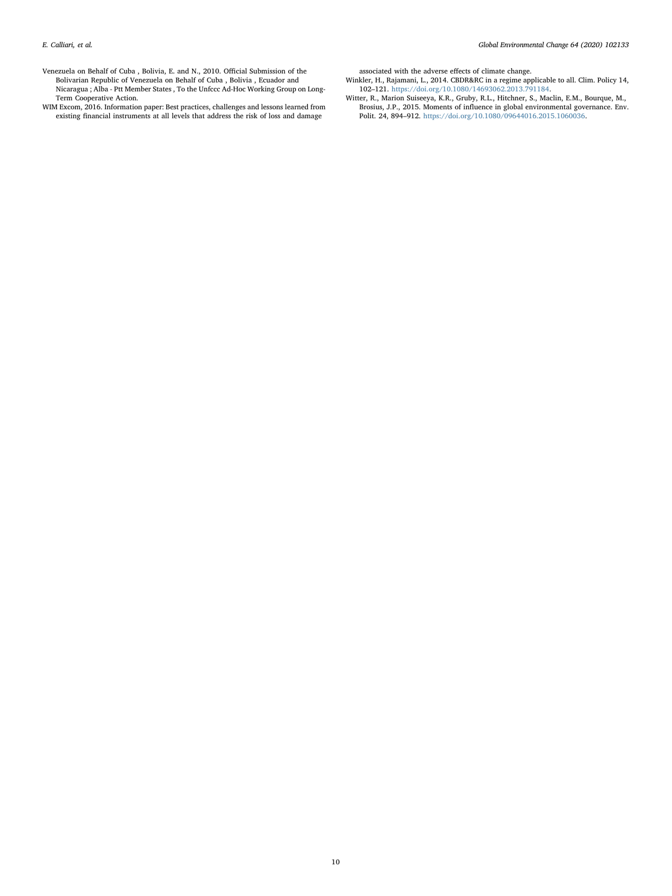Venezuela on Behalf of Cuba , Bolivia, E. and N., 2010. Official Submission of the Bolivarian Republic of Venezuela on Behalf of Cuba , Bolivia , Ecuador and Nicaragua ; Alba - Ptt Member States , To the Unfccc Ad-Hoc Working Group on Long-Term Cooperative Action.

WIM Excom, 2016. Information paper: Best practices, challenges and lessons learned from existing financial instruments at all levels that address the risk of loss and damage associated with the adverse effects of climate change.

Winkler, H., Rajamani, L., 2014. CBDR&RC in a regime applicable to all. Clim. Policy 14, 102–121. https://doi.org/10.1080/14693062.2013.791184.

Witter, R., Marion Suiseeya, K.R., Gruby, R.L., Hitchner, S., Maclin, E.M., Bourque, M., Brosius, J.P., 2015. Moments of influence in global environmental governance. Env. Polit. 24, 894–912. https://doi.org/10.1080/09644016.2015.1060036.